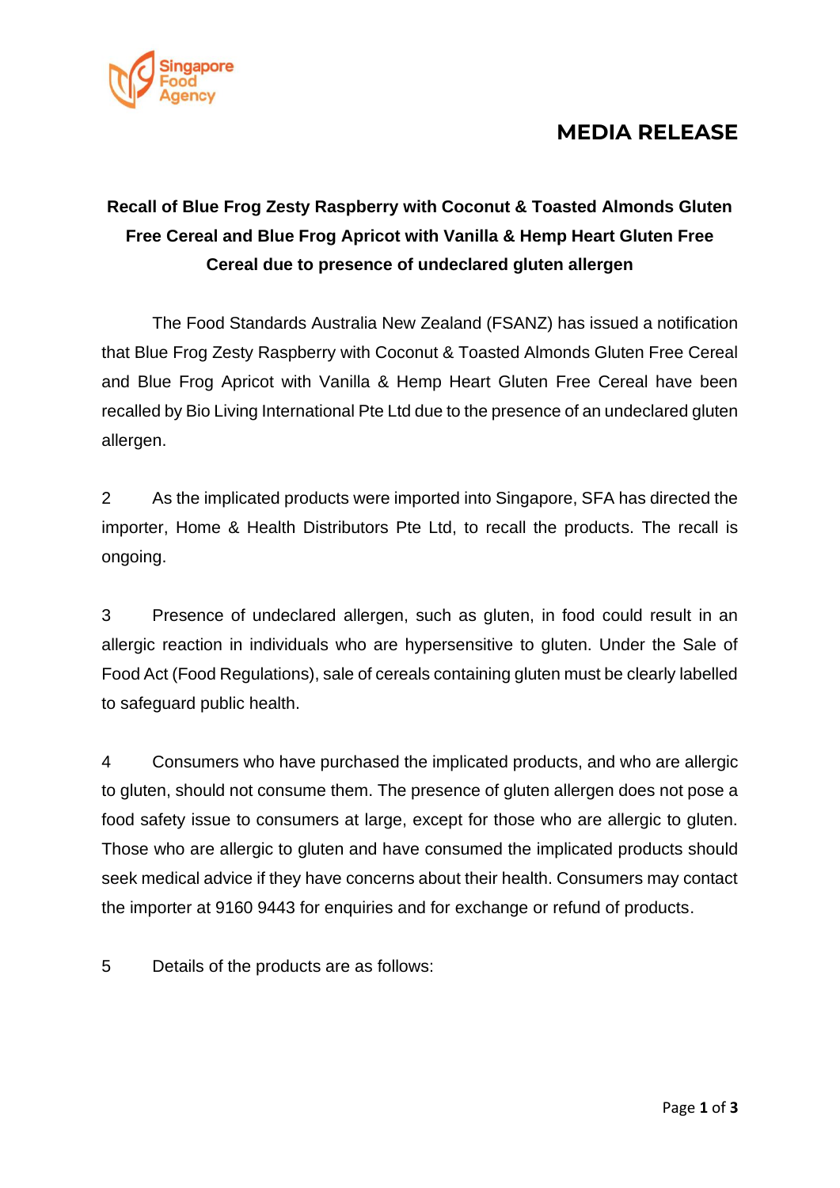Singapore Food Agency

# MEDIA RELEASE

**Recall of Blue Frog Zesty Raspberry with Coconut & Toasted Almonds Gluten Free Cereal and Blue Frog Apricot with Vanilla & Hemp Heart Gluten Free Cereal due to presence of undeclared gluten allergen**

The Food Standards Australia New Zealand (FSANZ) has issued a notification that Blue Frog Zesty Raspberry with Coconut & Toasted Almonds Gluten Free Cereal and Blue Frog Apricot with Vanilla & Hemp Heart Gluten Free Cereal have been recalled by Bio Living International Pte Ltd due to the presence of an undeclared gluten allergen.

2 As the implicated products were imported into Singapore, SFA has directed the importer, Home & Health Distributors Pte Ltd, to recall the products. The recall is ongoing.

3 Presence of undeclared allergen, such as gluten, in food could result in an allergic reaction in individuals who are hypersensitive to gluten. Under the Sale of Food Act (Food Regulations), sale of cereals containing gluten must be clearly labelled to safeguard public health.

4 Consumers who have purchased the implicated products, and who are allergic to gluten, should not consume them. The presence of gluten allergen does not pose a food safety issue to consumers at large, except for those who are allergic to gluten. Those who are allergic to gluten and have consumed the implicated products should seek medical advice if they have concerns about their health. Consumers may contact the importer at 9160 9443 for enquiries and for exchange or refund of products.

5 Details of the products are as follows: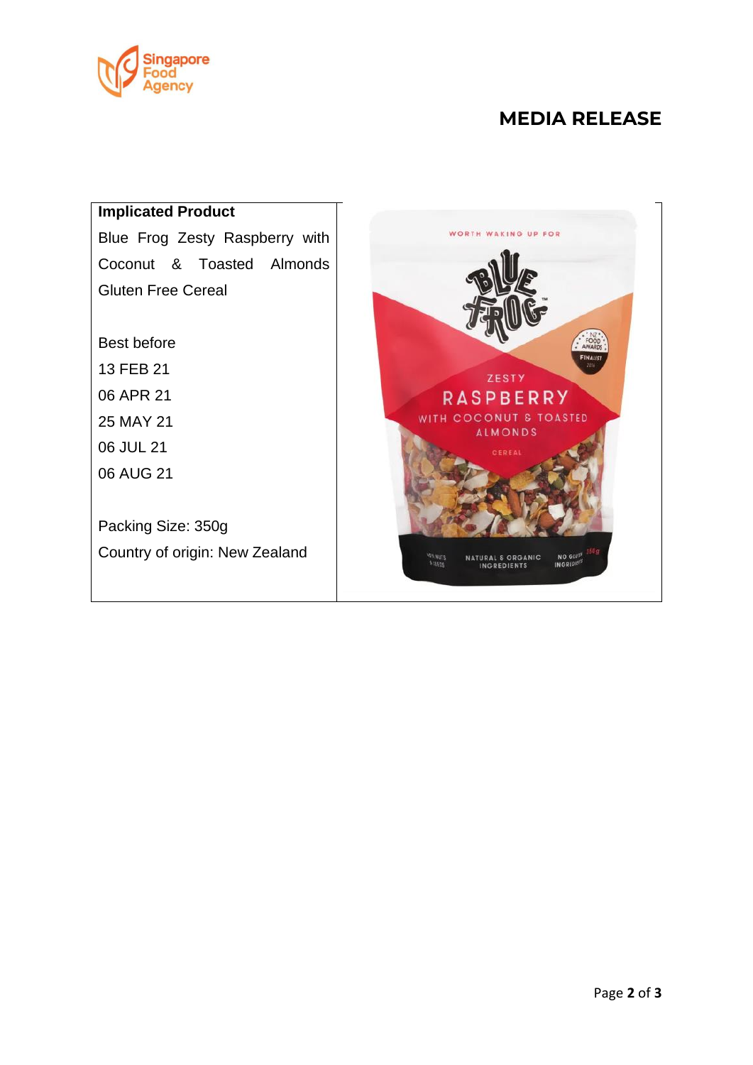# MEDIA RELEASE

**Implicated Product**

Blue Frog Zesty Raspberry with Coconut & Toasted Almonds Gluten Free Cereal

Best before
13 FEB 21
06 APR 21
25 MAY 21
06 JUL 21
06 AUG 21

Packing Size: 350g
Country of origin: New Zealand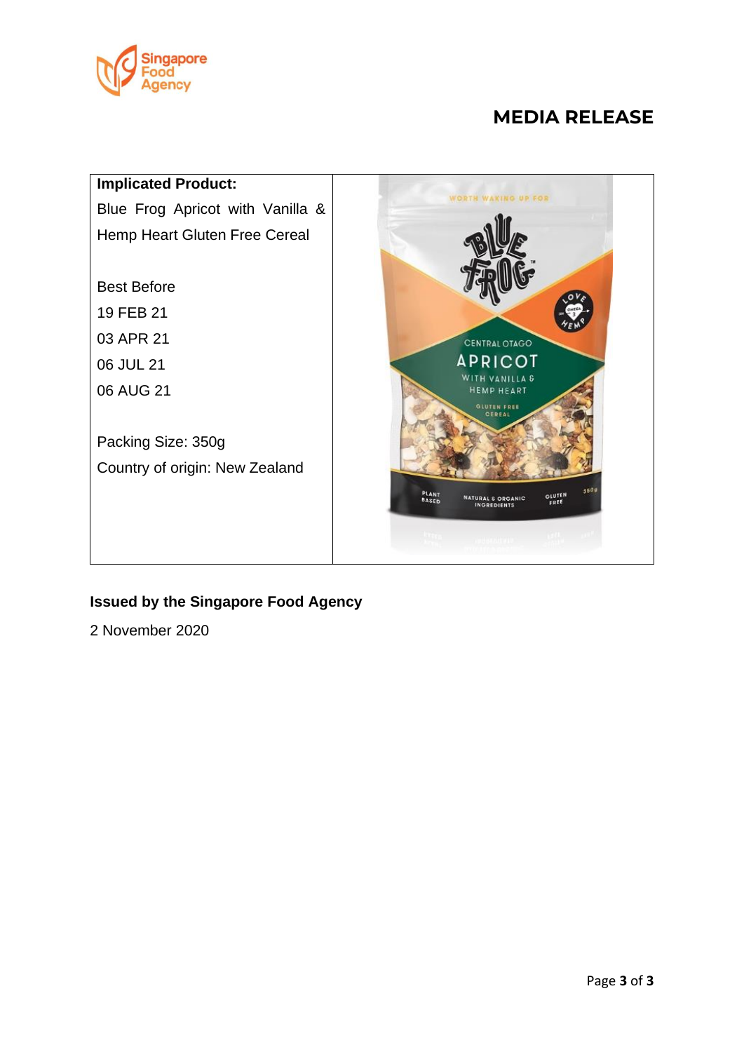# MEDIA RELEASE

| | |
|---|---|
| **Implicated Product:**<br>Blue Frog Apricot with Vanilla & Hemp Heart Gluten Free Cereal<br><br>Best Before<br>19 FEB 21<br>03 APR 21<br>06 JUL 21<br>06 AUG 21<br><br>Packing Size: 350g<br>Country of origin: New Zealand | |

**Issued by the Singapore Food Agency**

2 November 2020